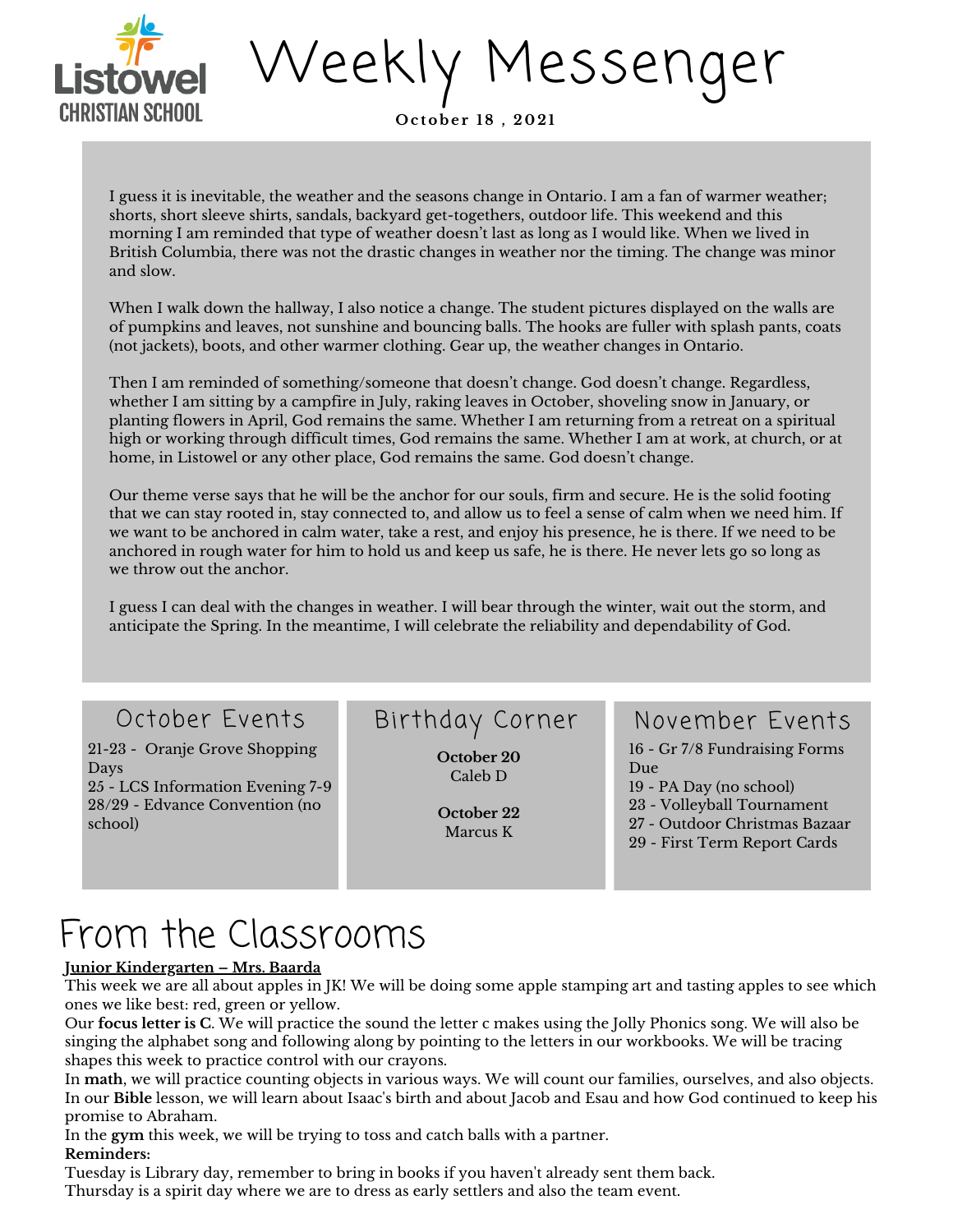Listowel CHRISTIAN SCHOOL

# Weekly Messenger

**October 18 , 2021**

I guess it is inevitable, the weather and the seasons change in Ontario. I am a fan of warmer weather; shorts, short sleeve shirts, sandals, backyard get-togethers, outdoor life. This weekend and this morning I am reminded that type of weather doesn't last as long as I would like. When we lived in British Columbia, there was not the drastic changes in weather nor the timing. The change was minor and slow.

When I walk down the hallway, I also notice a change. The student pictures displayed on the walls are of pumpkins and leaves, not sunshine and bouncing balls. The hooks are fuller with splash pants, coats (not jackets), boots, and other warmer clothing. Gear up, the weather changes in Ontario.

Then I am reminded of something/someone that doesn't change. God doesn't change. Regardless, whether I am sitting by a campfire in July, raking leaves in October, shoveling snow in January, or planting flowers in April, God remains the same. Whether I am returning from a retreat on a spiritual high or working through difficult times, God remains the same. Whether I am at work, at church, or at home, in Listowel or any other place, God remains the same. God doesn't change.

Our theme verse says that he will be the anchor for our souls, firm and secure. He is the solid footing that we can stay rooted in, stay connected to, and allow us to feel a sense of calm when we need him. If we want to be anchored in calm water, take a rest, and enjoy his presence, he is there. If we need to be anchored in rough water for him to hold us and keep us safe, he is there. He never lets go so long as we throw out the anchor.

I guess I can deal with the changes in weather. I will bear through the winter, wait out the storm, and anticipate the Spring. In the meantime, I will celebrate the reliability and dependability of God.

## October Events

21-23 - Oranje Grove Shopping Days
25 - LCS Information Evening 7-9
28/29 - Edvance Convention (no school)

## Birthday Corner

**October 20**
Caleb D

**October 22**
Marcus K

## November Events

16 - Gr 7/8 Fundraising Forms Due
19 - PA Day (no school)
23 - Volleyball Tournament
27 - Outdoor Christmas Bazaar
29 - First Term Report Cards

# From the Classrooms

**Junior Kindergarten – Mrs. Baarda**

This week we are all about apples in JK! We will be doing some apple stamping art and tasting apples to see which ones we like best: red, green or yellow.

Our **focus letter is C**. We will practice the sound the letter c makes using the Jolly Phonics song. We will also be singing the alphabet song and following along by pointing to the letters in our workbooks. We will be tracing shapes this week to practice control with our crayons.

In **math**, we will practice counting objects in various ways. We will count our families, ourselves, and also objects.

In our **Bible** lesson, we will learn about Isaac's birth and about Jacob and Esau and how God continued to keep his promise to Abraham.

In the **gym** this week, we will be trying to toss and catch balls with a partner.

**Reminders:**

Tuesday is Library day, remember to bring in books if you haven't already sent them back.

Thursday is a spirit day where we are to dress as early settlers and also the team event.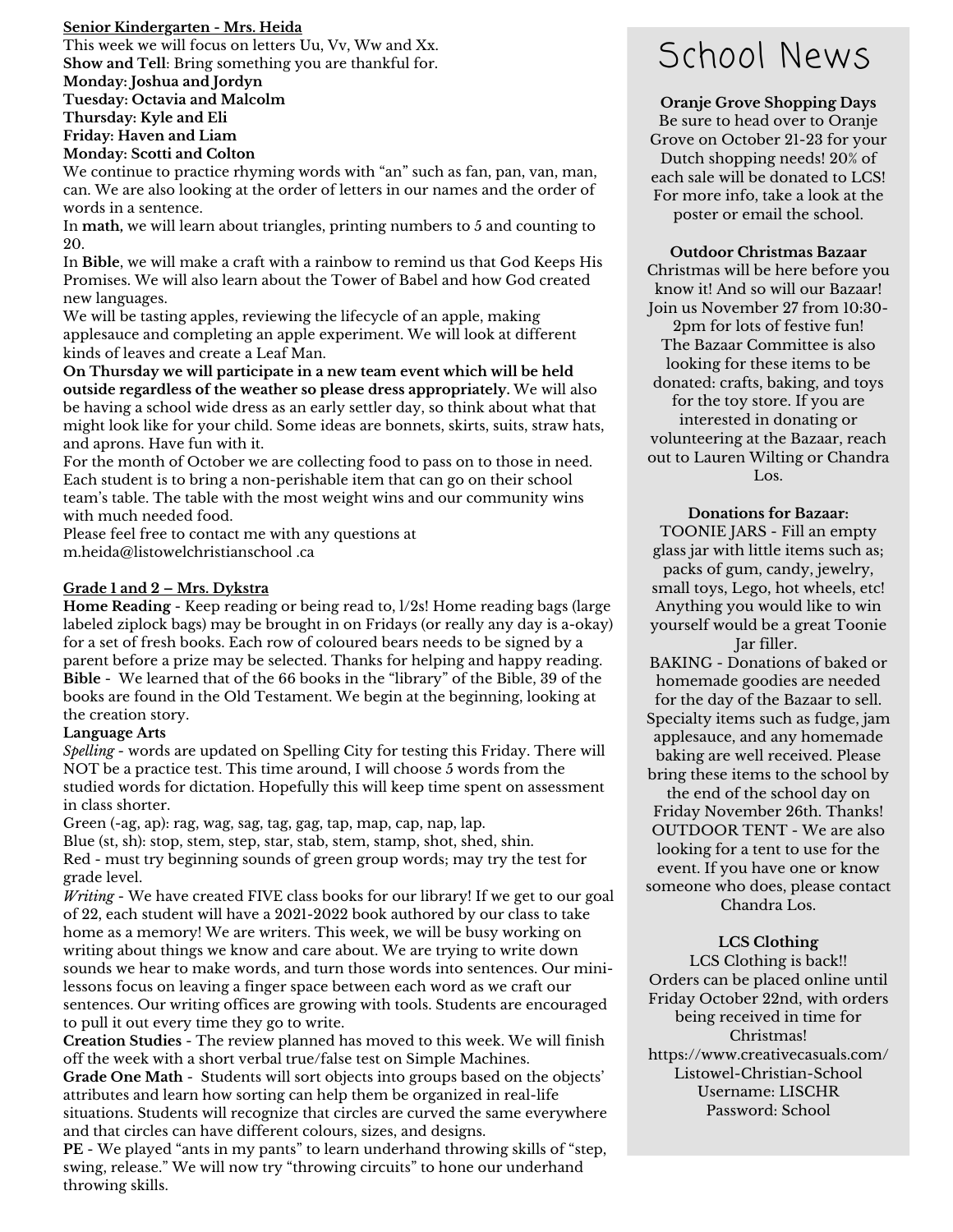## Senior Kindergarten - Mrs. Heida

This week we will focus on letters Uu, Vv, Ww and Xx.

**Show and Tell**: Bring something you are thankful for.

**Monday: Joshua and Jordyn**
**Tuesday: Octavia and Malcolm**
**Thursday: Kyle and Eli**
**Friday: Haven and Liam**
**Monday: Scotti and Colton**

We continue to practice rhyming words with "an" such as fan, pan, van, man, can. We are also looking at the order of letters in our names and the order of words in a sentence.

In **math**, we will learn about triangles, printing numbers to 5 and counting to 20.

In **Bible**, we will make a craft with a rainbow to remind us that God Keeps His Promises. We will also learn about the Tower of Babel and how God created new languages.

We will be tasting apples, reviewing the lifecycle of an apple, making applesauce and completing an apple experiment. We will look at different kinds of leaves and create a Leaf Man.

**On Thursday we will participate in a new team event which will be held outside regardless of the weather so please dress appropriately.** We will also be having a school wide dress as an early settler day, so think about what that might look like for your child. Some ideas are bonnets, skirts, suits, straw hats, and aprons. Have fun with it.

For the month of October we are collecting food to pass on to those in need. Each student is to bring a non-perishable item that can go on their school team's table. The table with the most weight wins and our community wins with much needed food.

Please feel free to contact me with any questions at m.heida@listowelchristianschool .ca

## Grade 1 and 2 – Mrs. Dykstra

**Home Reading** - Keep reading or being read to, 1/2s! Home reading bags (large labeled ziplock bags) may be brought in on Fridays (or really any day is a-okay) for a set of fresh books. Each row of coloured bears needs to be signed by a parent before a prize may be selected. Thanks for helping and happy reading.

**Bible** - We learned that of the 66 books in the "library" of the Bible, 39 of the books are found in the Old Testament. We begin at the beginning, looking at the creation story.

**Language Arts**

*Spelling* - words are updated on Spelling City for testing this Friday. There will NOT be a practice test. This time around, I will choose 5 words from the studied words for dictation. Hopefully this will keep time spent on assessment in class shorter.

Green (-ag, ap): rag, wag, sag, tag, gag, tap, map, cap, nap, lap.
Blue (st, sh): stop, stem, step, star, stab, stem, stamp, shot, shed, shin.
Red - must try beginning sounds of green group words; may try the test for grade level.

*Writing* - We have created FIVE class books for our library! If we get to our goal of 22, each student will have a 2021-2022 book authored by our class to take home as a memory! We are writers. This week, we will be busy working on writing about things we know and care about. We are trying to write down sounds we hear to make words, and turn those words into sentences. Our mini-lessons focus on leaving a finger space between each word as we craft our sentences. Our writing offices are growing with tools. Students are encouraged to pull it out every time they go to write.

**Creation Studies** - The review planned has moved to this week. We will finish off the week with a short verbal true/false test on Simple Machines.

**Grade One Math** - Students will sort objects into groups based on the objects' attributes and learn how sorting can help them be organized in real-life situations. Students will recognize that circles are curved the same everywhere and that circles can have different colours, sizes, and designs.

**PE** - We played "ants in my pants" to learn underhand throwing skills of "step, swing, release." We will now try "throwing circuits" to hone our underhand throwing skills.

# School News

**Oranje Grove Shopping Days**

Be sure to head over to Oranje Grove on October 21-23 for your Dutch shopping needs! 20% of each sale will be donated to LCS! For more info, take a look at the poster or email the school.

**Outdoor Christmas Bazaar**

Christmas will be here before you know it! And so will our Bazaar! Join us November 27 from 10:30-2pm for lots of festive fun! The Bazaar Committee is also looking for these items to be donated: crafts, baking, and toys for the toy store. If you are interested in donating or volunteering at the Bazaar, reach out to Lauren Wilting or Chandra Los.

**Donations for Bazaar:**

TOONIE JARS - Fill an empty glass jar with little items such as; packs of gum, candy, jewelry, small toys, Lego, hot wheels, etc! Anything you would like to win yourself would be a great Toonie Jar filler.

BAKING - Donations of baked or homemade goodies are needed for the day of the Bazaar to sell. Specialty items such as fudge, jam applesauce, and any homemade baking are well received. Please bring these items to the school by the end of the school day on Friday November 26th. Thanks!

OUTDOOR TENT - We are also looking for a tent to use for the event. If you have one or know someone who does, please contact Chandra Los.

**LCS Clothing**

LCS Clothing is back!!
Orders can be placed online until Friday October 22nd, with orders being received in time for Christmas!
https://www.creativecasuals.com/Listowel-Christian-School
Username: LISCHR
Password: School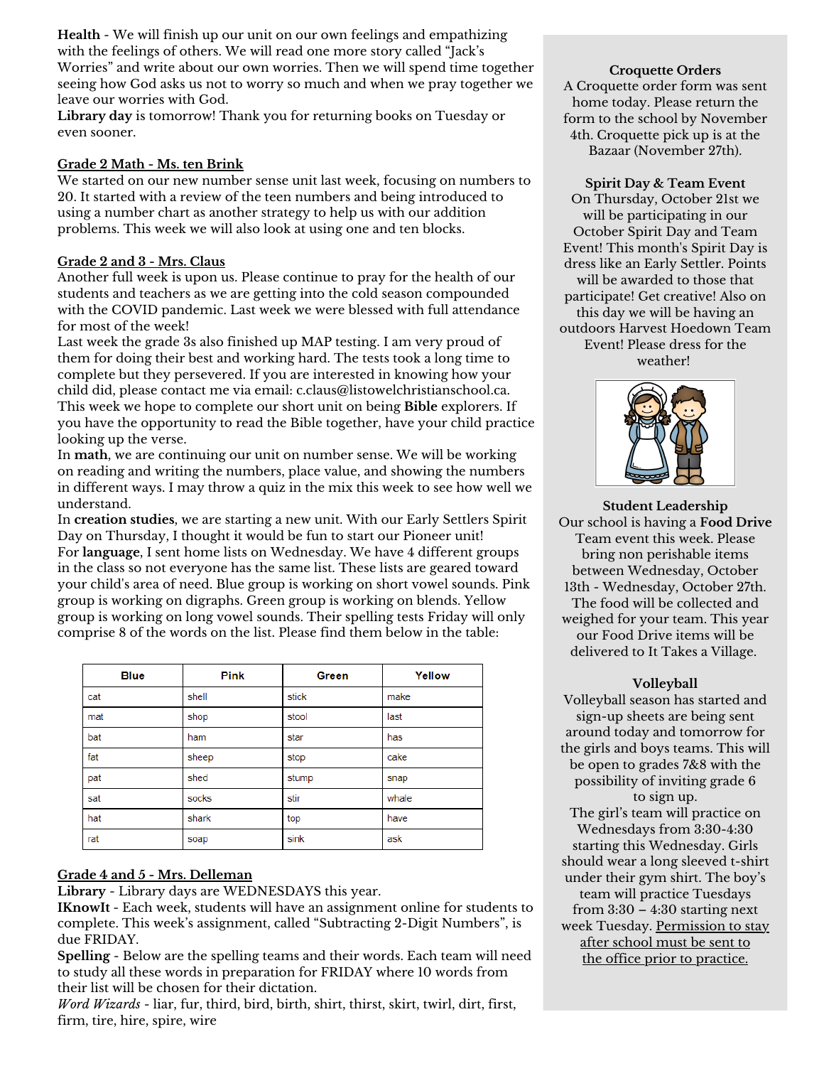**Health** - We will finish up our unit on our own feelings and empathizing with the feelings of others. We will read one more story called "Jack's Worries" and write about our own worries. Then we will spend time together seeing how God asks us not to worry so much and when we pray together we leave our worries with God.

**Library day** is tomorrow! Thank you for returning books on Tuesday or even sooner.

## Grade 2 Math - Ms. ten Brink

We started on our new number sense unit last week, focusing on numbers to 20. It started with a review of the teen numbers and being introduced to using a number chart as another strategy to help us with our addition problems. This week we will also look at using one and ten blocks.

## Grade 2 and 3 - Mrs. Claus

Another full week is upon us. Please continue to pray for the health of our students and teachers as we are getting into the cold season compounded with the COVID pandemic. Last week we were blessed with full attendance for most of the week!

Last week the grade 3s also finished up MAP testing. I am very proud of them for doing their best and working hard. The tests took a long time to complete but they persevered. If you are interested in knowing how your child did, please contact me via email: c.claus@listowelchristianschool.ca.

This week we hope to complete our short unit on being **Bible** explorers. If you have the opportunity to read the Bible together, have your child practice looking up the verse.

In **math**, we are continuing our unit on number sense. We will be working on reading and writing the numbers, place value, and showing the numbers in different ways. I may throw a quiz in the mix this week to see how well we understand.

In **creation studies**, we are starting a new unit. With our Early Settlers Spirit Day on Thursday, I thought it would be fun to start our Pioneer unit!

For **language**, I sent home lists on Wednesday. We have 4 different groups in the class so not everyone has the same list. These lists are geared toward your child's area of need. Blue group is working on short vowel sounds. Pink group is working on digraphs. Green group is working on blends. Yellow group is working on long vowel sounds. Their spelling tests Friday will only comprise 8 of the words on the list. Please find them below in the table:

| Blue | Pink | Green | Yellow |
|---|---|---|---|
| cat | shell | stick | make |
| mat | shop | stool | last |
| bat | ham | star | has |
| fat | sheep | stop | cake |
| pat | shed | stump | snap |
| sat | socks | stir | whale |
| hat | shark | top | have |
| rat | soap | sink | ask |

## Grade 4 and 5 - Mrs. Delleman

**Library** - Library days are WEDNESDAYS this year.

**IKnowIt** - Each week, students will have an assignment online for students to complete. This week's assignment, called "Subtracting 2-Digit Numbers", is due FRIDAY.

**Spelling** - Below are the spelling teams and their words. Each team will need to study all these words in preparation for FRIDAY where 10 words from their list will be chosen for their dictation.

*Word Wizards* - liar, fur, third, bird, birth, shirt, thirst, skirt, twirl, dirt, first, firm, tire, hire, spire, wire

### Croquette Orders

A Croquette order form was sent home today. Please return the form to the school by November 4th. Croquette pick up is at the Bazaar (November 27th).

### Spirit Day & Team Event

On Thursday, October 21st we will be participating in our October Spirit Day and Team Event! This month's Spirit Day is dress like an Early Settler. Points will be awarded to those that participate! Get creative! Also on this day we will be having an outdoors Harvest Hoedown Team Event! Please dress for the weather!

### Student Leadership

Our school is having a **Food Drive** Team event this week. Please bring non perishable items between Wednesday, October 13th - Wednesday, October 27th. The food will be collected and weighed for your team. This year our Food Drive items will be delivered to It Takes a Village.

### Volleyball

Volleyball season has started and sign-up sheets are being sent around today and tomorrow for the girls and boys teams. This will be open to grades 7&8 with the possibility of inviting grade 6 to sign up.

The girl's team will practice on Wednesdays from 3:30-4:30 starting this Wednesday. Girls should wear a long sleeved t-shirt under their gym shirt. The boy's team will practice Tuesdays from 3:30 – 4:30 starting next week Tuesday. <u>Permission to stay after school must be sent to the office prior to practice.</u>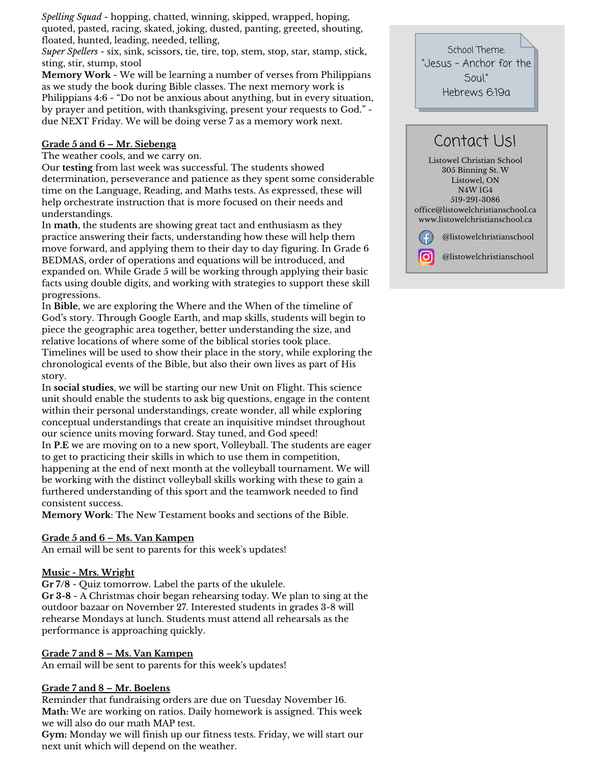*Spelling Squad* - hopping, chatted, winning, skipped, wrapped, hoping, quoted, pasted, racing, skated, joking, dusted, panting, greeted, shouting, floated, hunted, leading, needed, telling,
*Super Spellers* - six, sink, scissors, tie, tire, top, stem, stop, star, stamp, stick, sting, stir, stump, stool
**Memory Work** - We will be learning a number of verses from Philippians as we study the book during Bible classes. The next memory work is Philippians 4:6 - "Do not be anxious about anything, but in every situation, by prayer and petition, with thanksgiving, present your requests to God." - due NEXT Friday. We will be doing verse 7 as a memory work next.

### Grade 5 and 6 – Mr. Siebenga

The weather cools, and we carry on.
Our **testing** from last week was successful. The students showed determination, perseverance and patience as they spent some considerable time on the Language, Reading, and Maths tests. As expressed, these will help orchestrate instruction that is more focused on their needs and understandings.
In **math**, the students are showing great tact and enthusiasm as they practice answering their facts, understanding how these will help them move forward, and applying them to their day to day figuring. In Grade 6 BEDMAS, order of operations and equations will be introduced, and expanded on. While Grade 5 will be working through applying their basic facts using double digits, and working with strategies to support these skill progressions.
In **Bible**, we are exploring the Where and the When of the timeline of God's story. Through Google Earth, and map skills, students will begin to piece the geographic area together, better understanding the size, and relative locations of where some of the biblical stories took place. Timelines will be used to show their place in the story, while exploring the chronological events of the Bible, but also their own lives as part of His story.
In **social studies**, we will be starting our new Unit on Flight. This science unit should enable the students to ask big questions, engage in the content within their personal understandings, create wonder, all while exploring conceptual understandings that create an inquisitive mindset throughout our science units moving forward. Stay tuned, and God speed!
In **P.E** we are moving on to a new sport, Volleyball. The students are eager to get to practicing their skills in which to use them in competition, happening at the end of next month at the volleyball tournament. We will be working with the distinct volleyball skills working with these to gain a furthered understanding of this sport and the teamwork needed to find consistent success.
**Memory Work**: The New Testament books and sections of the Bible.

### Grade 5 and 6 – Ms. Van Kampen

An email will be sent to parents for this week's updates!

### Music - Mrs. Wright

**Gr 7/8** - Quiz tomorrow. Label the parts of the ukulele.
**Gr 3-8** - A Christmas choir began rehearsing today. We plan to sing at the outdoor bazaar on November 27. Interested students in grades 3-8 will rehearse Mondays at lunch. Students must attend all rehearsals as the performance is approaching quickly.

### Grade 7 and 8 – Ms. Van Kampen

An email will be sent to parents for this week's updates!

### Grade 7 and 8 – Mr. Boelens

Reminder that fundraising orders are due on Tuesday November 16.
**Math:** We are working on ratios. Daily homework is assigned. This week we will also do our math MAP test.
**Gym:** Monday we will finish up our fitness tests. Friday, we will start our next unit which will depend on the weather.

School Theme:
"Jesus - Anchor for the Soul."
Hebrews 6:19a

## Contact Us!

Listowel Christian School
305 Binning St. W
Listowel, ON
N4W 1G4
519-291-3086
office@listowelchristianschool.ca
www.listowelchristianschool.ca

@listowelchristianschool

@listowelchristianschool